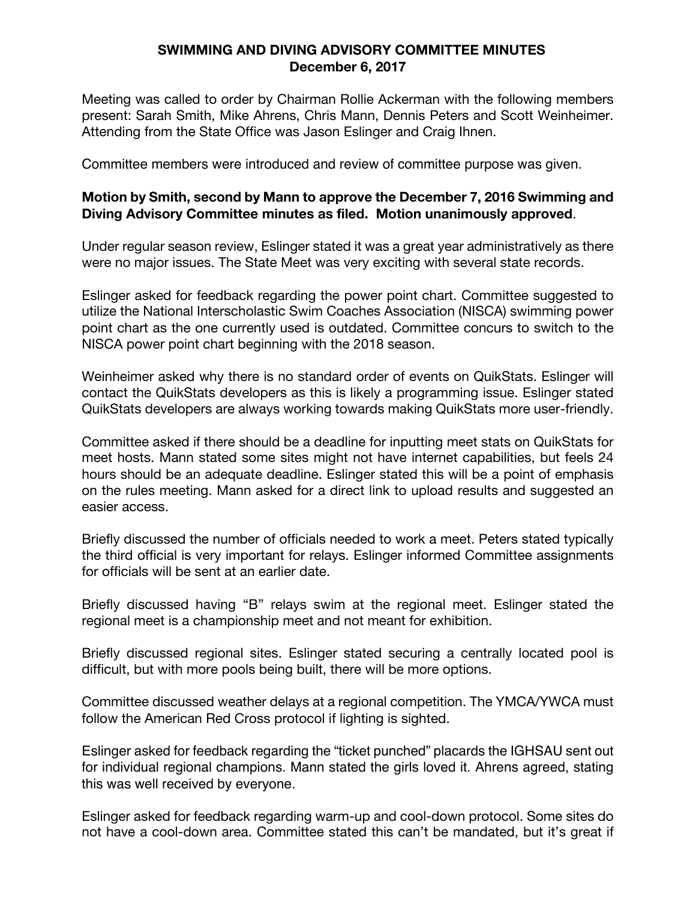# SWIMMING AND DIVING ADVISORY COMMITTEE MINUTES
## December 6, 2017

Meeting was called to order by Chairman Rollie Ackerman with the following members present: Sarah Smith, Mike Ahrens, Chris Mann, Dennis Peters and Scott Weinheimer. Attending from the State Office was Jason Eslinger and Craig Ihnen.

Committee members were introduced and review of committee purpose was given.

**Motion by Smith, second by Mann to approve the December 7, 2016 Swimming and Diving Advisory Committee minutes as filed. Motion unanimously approved**.

Under regular season review, Eslinger stated it was a great year administratively as there were no major issues. The State Meet was very exciting with several state records.

Eslinger asked for feedback regarding the power point chart. Committee suggested to utilize the National Interscholastic Swim Coaches Association (NISCA) swimming power point chart as the one currently used is outdated. Committee concurs to switch to the NISCA power point chart beginning with the 2018 season.

Weinheimer asked why there is no standard order of events on QuikStats. Eslinger will contact the QuikStats developers as this is likely a programming issue. Eslinger stated QuikStats developers are always working towards making QuikStats more user-friendly.

Committee asked if there should be a deadline for inputting meet stats on QuikStats for meet hosts. Mann stated some sites might not have internet capabilities, but feels 24 hours should be an adequate deadline. Eslinger stated this will be a point of emphasis on the rules meeting. Mann asked for a direct link to upload results and suggested an easier access.

Briefly discussed the number of officials needed to work a meet. Peters stated typically the third official is very important for relays. Eslinger informed Committee assignments for officials will be sent at an earlier date.

Briefly discussed having "B" relays swim at the regional meet. Eslinger stated the regional meet is a championship meet and not meant for exhibition.

Briefly discussed regional sites. Eslinger stated securing a centrally located pool is difficult, but with more pools being built, there will be more options.

Committee discussed weather delays at a regional competition. The YMCA/YWCA must follow the American Red Cross protocol if lighting is sighted.

Eslinger asked for feedback regarding the "ticket punched" placards the IGHSAU sent out for individual regional champions. Mann stated the girls loved it. Ahrens agreed, stating this was well received by everyone.

Eslinger asked for feedback regarding warm-up and cool-down protocol. Some sites do not have a cool-down area. Committee stated this can't be mandated, but it's great if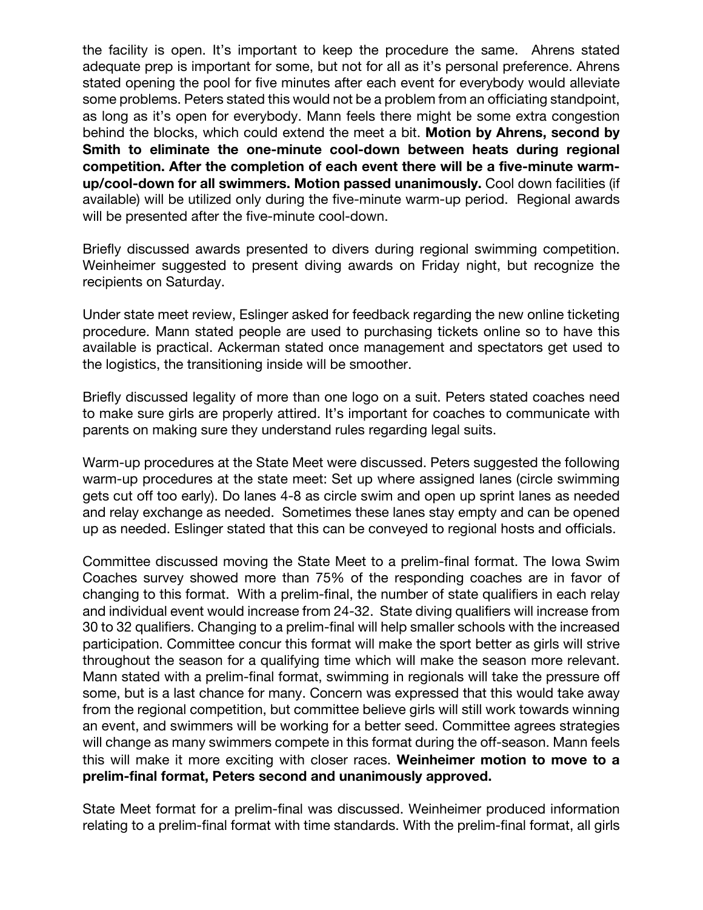the facility is open. It's important to keep the procedure the same. Ahrens stated adequate prep is important for some, but not for all as it's personal preference. Ahrens stated opening the pool for five minutes after each event for everybody would alleviate some problems. Peters stated this would not be a problem from an officiating standpoint, as long as it's open for everybody. Mann feels there might be some extra congestion behind the blocks, which could extend the meet a bit. **Motion by Ahrens, second by Smith to eliminate the one-minute cool-down between heats during regional competition. After the completion of each event there will be a five-minute warm-up/cool-down for all swimmers. Motion passed unanimously.** Cool down facilities (if available) will be utilized only during the five-minute warm-up period. Regional awards will be presented after the five-minute cool-down.

Briefly discussed awards presented to divers during regional swimming competition. Weinheimer suggested to present diving awards on Friday night, but recognize the recipients on Saturday.

Under state meet review, Eslinger asked for feedback regarding the new online ticketing procedure. Mann stated people are used to purchasing tickets online so to have this available is practical. Ackerman stated once management and spectators get used to the logistics, the transitioning inside will be smoother.

Briefly discussed legality of more than one logo on a suit. Peters stated coaches need to make sure girls are properly attired. It's important for coaches to communicate with parents on making sure they understand rules regarding legal suits.

Warm-up procedures at the State Meet were discussed. Peters suggested the following warm-up procedures at the state meet: Set up where assigned lanes (circle swimming gets cut off too early). Do lanes 4-8 as circle swim and open up sprint lanes as needed and relay exchange as needed. Sometimes these lanes stay empty and can be opened up as needed. Eslinger stated that this can be conveyed to regional hosts and officials.

Committee discussed moving the State Meet to a prelim-final format. The Iowa Swim Coaches survey showed more than 75% of the responding coaches are in favor of changing to this format. With a prelim-final, the number of state qualifiers in each relay and individual event would increase from 24-32. State diving qualifiers will increase from 30 to 32 qualifiers. Changing to a prelim-final will help smaller schools with the increased participation. Committee concur this format will make the sport better as girls will strive throughout the season for a qualifying time which will make the season more relevant. Mann stated with a prelim-final format, swimming in regionals will take the pressure off some, but is a last chance for many. Concern was expressed that this would take away from the regional competition, but committee believe girls will still work towards winning an event, and swimmers will be working for a better seed. Committee agrees strategies will change as many swimmers compete in this format during the off-season. Mann feels this will make it more exciting with closer races. **Weinheimer motion to move to a prelim-final format, Peters second and unanimously approved.**

State Meet format for a prelim-final was discussed. Weinheimer produced information relating to a prelim-final format with time standards. With the prelim-final format, all girls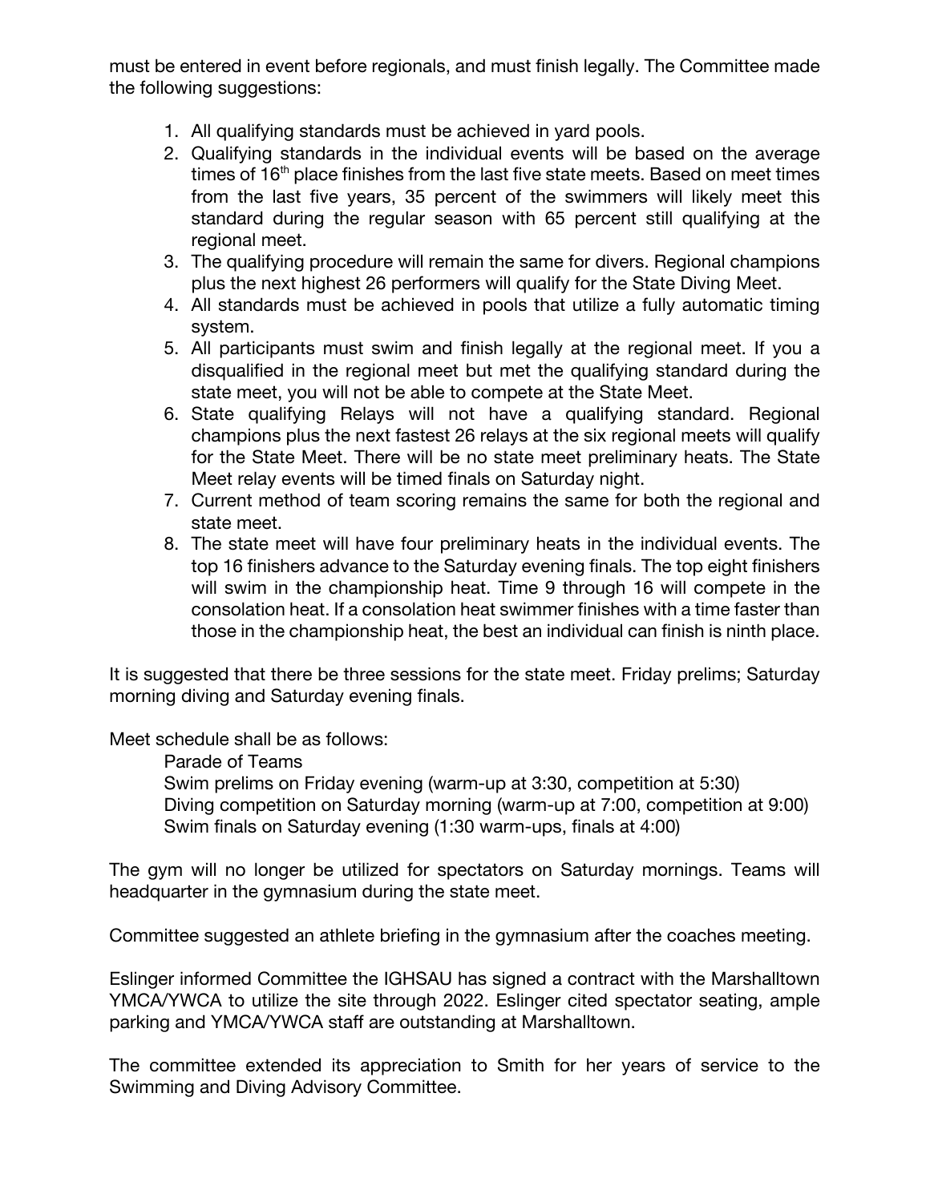must be entered in event before regionals, and must finish legally. The Committee made the following suggestions:

1. All qualifying standards must be achieved in yard pools.
2. Qualifying standards in the individual events will be based on the average times of 16th place finishes from the last five state meets. Based on meet times from the last five years, 35 percent of the swimmers will likely meet this standard during the regular season with 65 percent still qualifying at the regional meet.
3. The qualifying procedure will remain the same for divers. Regional champions plus the next highest 26 performers will qualify for the State Diving Meet.
4. All standards must be achieved in pools that utilize a fully automatic timing system.
5. All participants must swim and finish legally at the regional meet. If you a disqualified in the regional meet but met the qualifying standard during the state meet, you will not be able to compete at the State Meet.
6. State qualifying Relays will not have a qualifying standard. Regional champions plus the next fastest 26 relays at the six regional meets will qualify for the State Meet. There will be no state meet preliminary heats. The State Meet relay events will be timed finals on Saturday night.
7. Current method of team scoring remains the same for both the regional and state meet.
8. The state meet will have four preliminary heats in the individual events. The top 16 finishers advance to the Saturday evening finals. The top eight finishers will swim in the championship heat. Time 9 through 16 will compete in the consolation heat. If a consolation heat swimmer finishes with a time faster than those in the championship heat, the best an individual can finish is ninth place.

It is suggested that there be three sessions for the state meet. Friday prelims; Saturday morning diving and Saturday evening finals.

Meet schedule shall be as follows:

Parade of Teams
Swim prelims on Friday evening (warm-up at 3:30, competition at 5:30)
Diving competition on Saturday morning (warm-up at 7:00, competition at 9:00)
Swim finals on Saturday evening (1:30 warm-ups, finals at 4:00)

The gym will no longer be utilized for spectators on Saturday mornings. Teams will headquarter in the gymnasium during the state meet.

Committee suggested an athlete briefing in the gymnasium after the coaches meeting.

Eslinger informed Committee the IGHSAU has signed a contract with the Marshalltown YMCA/YWCA to utilize the site through 2022. Eslinger cited spectator seating, ample parking and YMCA/YWCA staff are outstanding at Marshalltown.

The committee extended its appreciation to Smith for her years of service to the Swimming and Diving Advisory Committee.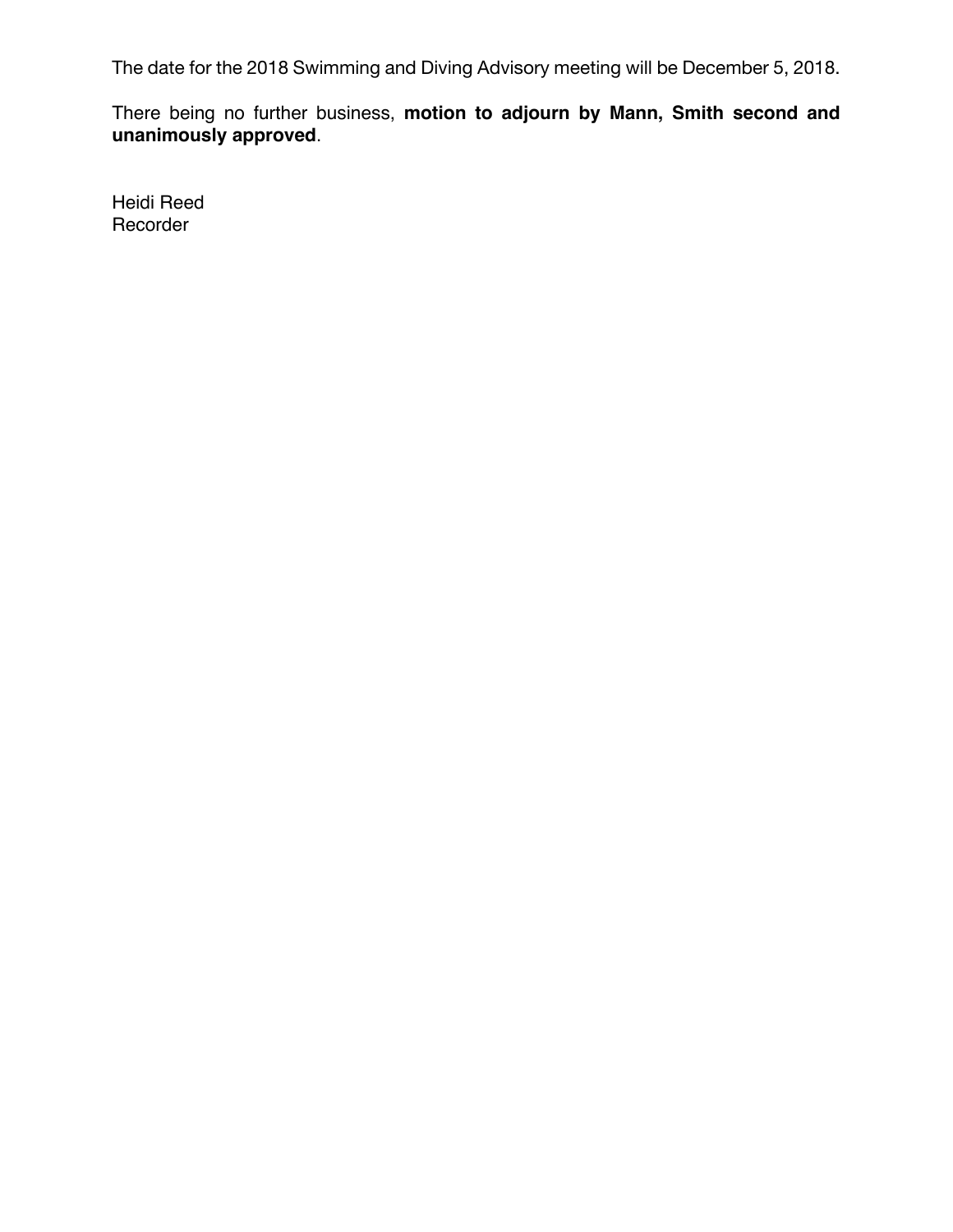The date for the 2018 Swimming and Diving Advisory meeting will be December 5, 2018.

There being no further business, **motion to adjourn by Mann, Smith second and unanimously approved**.

Heidi Reed
Recorder